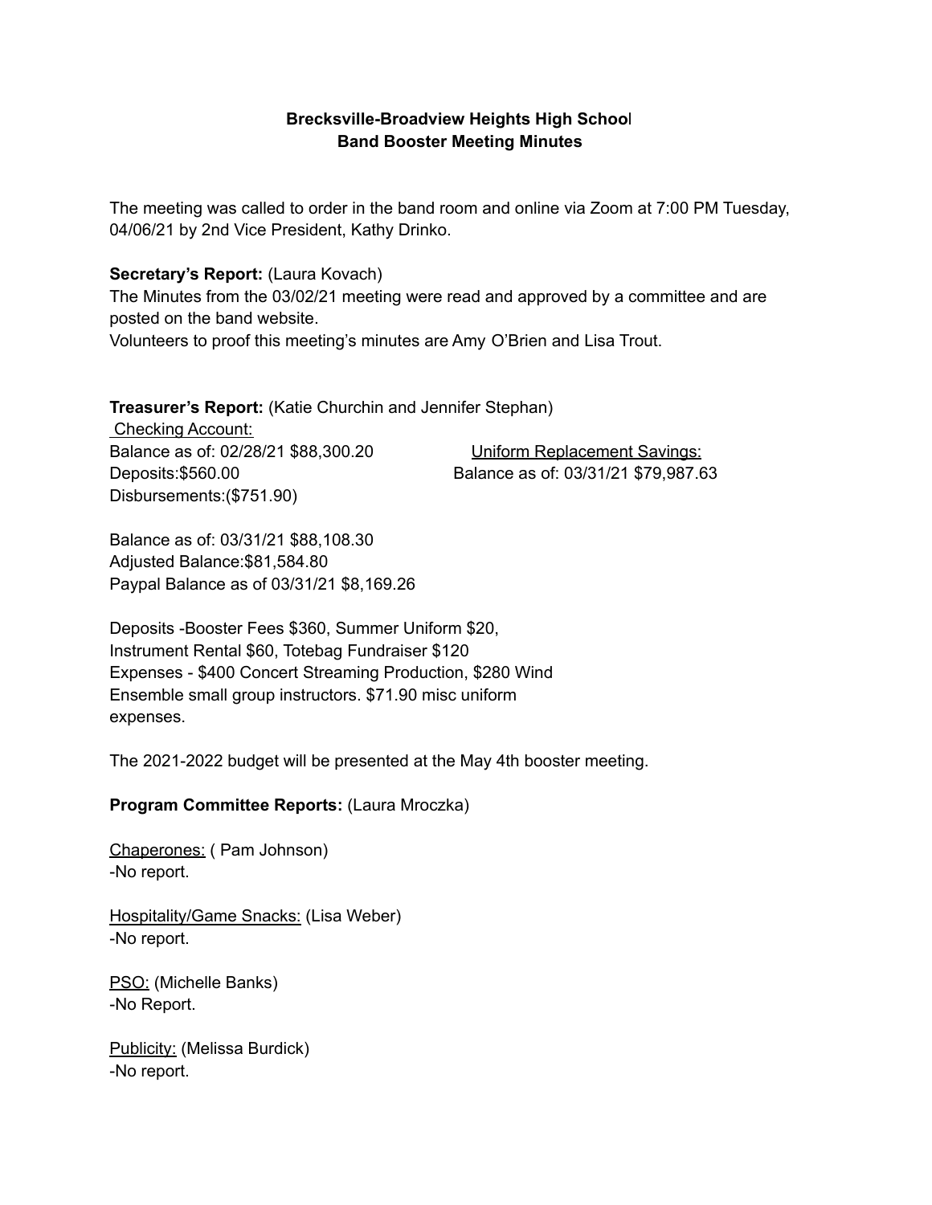**Brecksville-Broadview Heights High School**
**Band Booster Meeting Minutes**

The meeting was called to order in the band room and online via Zoom at 7:00 PM Tuesday, 04/06/21 by 2nd Vice President, Kathy Drinko.

**Secretary's Report:** (Laura Kovach)
The Minutes from the 03/02/21 meeting were read and approved by a committee and are posted on the band website.
Volunteers to proof this meeting's minutes are Amy O'Brien and Lisa Trout.

**Treasurer's Report:** (Katie Churchin and Jennifer Stephan)

Checking Account:
Balance as of: 02/28/21 $88,300.20
Deposits:$560.00
Disbursements:($751.90)

Uniform Replacement Savings:
Balance as of: 03/31/21 $79,987.63

Balance as of: 03/31/21 $88,108.30
Adjusted Balance:$81,584.80
Paypal Balance as of 03/31/21 $8,169.26

Deposits -Booster Fees $360, Summer Uniform $20, Instrument Rental $60, Totebag Fundraiser $120
Expenses - $400 Concert Streaming Production, $280 Wind Ensemble small group instructors. $71.90 misc uniform expenses.

The 2021-2022 budget will be presented at the May 4th booster meeting.

**Program Committee Reports:** (Laura Mroczka)

Chaperones: ( Pam Johnson)
-No report.

Hospitality/Game Snacks: (Lisa Weber)
-No report.

PSO: (Michelle Banks)
-No Report.

Publicity: (Melissa Burdick)
-No report.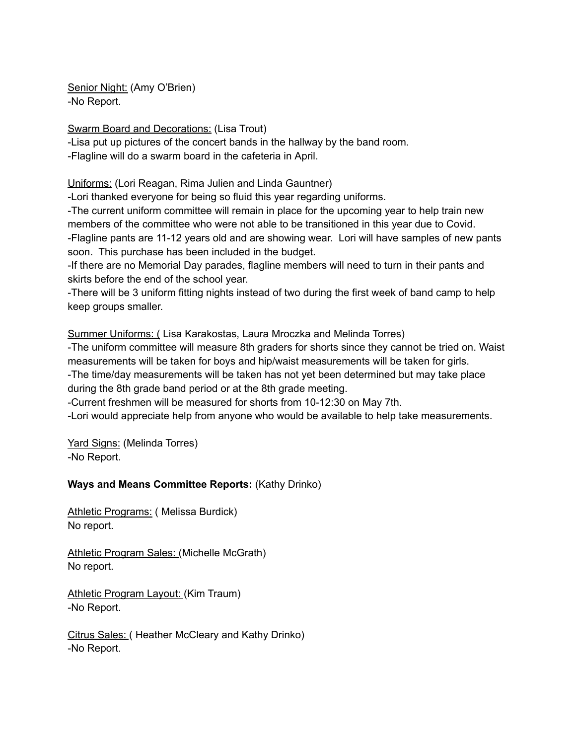Senior Night: (Amy O'Brien)
-No Report.

Swarm Board and Decorations: (Lisa Trout)
-Lisa put up pictures of the concert bands in the hallway by the band room.
-Flagline will do a swarm board in the cafeteria in April.

Uniforms: (Lori Reagan, Rima Julien and Linda Gauntner)
-Lori thanked everyone for being so fluid this year regarding uniforms.
-The current uniform committee will remain in place for the upcoming year to help train new members of the committee who were not able to be transitioned in this year due to Covid.
-Flagline pants are 11-12 years old and are showing wear. Lori will have samples of new pants soon. This purchase has been included in the budget.
-If there are no Memorial Day parades, flagline members will need to turn in their pants and skirts before the end of the school year.
-There will be 3 uniform fitting nights instead of two during the first week of band camp to help keep groups smaller.

Summer Uniforms: ( Lisa Karakostas, Laura Mroczka and Melinda Torres)
-The uniform committee will measure 8th graders for shorts since they cannot be tried on. Waist measurements will be taken for boys and hip/waist measurements will be taken for girls.
-The time/day measurements will be taken has not yet been determined but may take place during the 8th grade band period or at the 8th grade meeting.
-Current freshmen will be measured for shorts from 10-12:30 on May 7th.
-Lori would appreciate help from anyone who would be available to help take measurements.

Yard Signs: (Melinda Torres)
-No Report.

**Ways and Means Committee Reports:** (Kathy Drinko)

Athletic Programs: ( Melissa Burdick)
No report.

Athletic Program Sales: (Michelle McGrath)
No report.

Athletic Program Layout: (Kim Traum)
-No Report.

Citrus Sales: ( Heather McCleary and Kathy Drinko)
-No Report.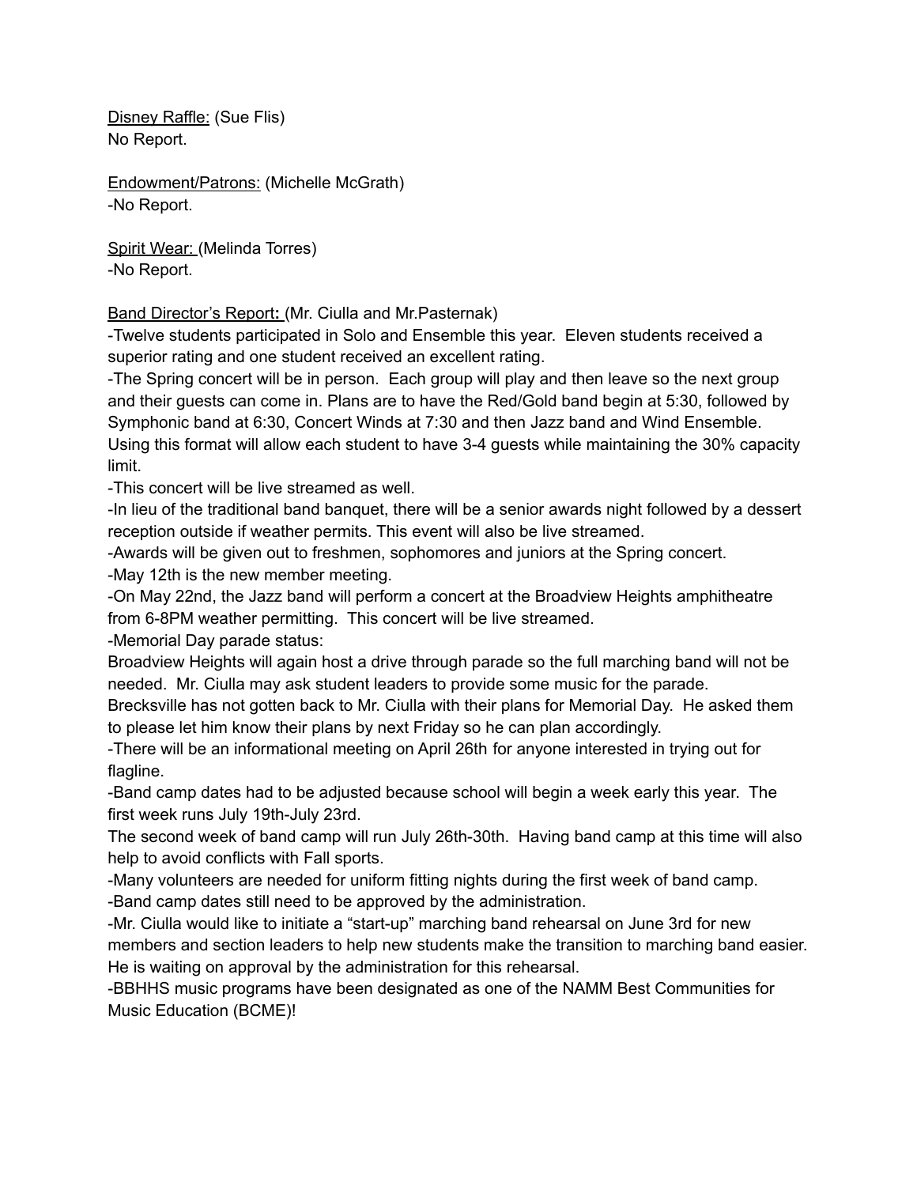<u>Disney Raffle:</u> (Sue Flis)
No Report.

<u>Endowment/Patrons:</u> (Michelle McGrath)
-No Report.

<u>Spirit Wear:</u> (Melinda Torres)
-No Report.

<u>Band Director's Report</u>**:** (Mr. Ciulla and Mr.Pasternak)
-Twelve students participated in Solo and Ensemble this year. Eleven students received a superior rating and one student received an excellent rating.
-The Spring concert will be in person. Each group will play and then leave so the next group and their guests can come in. Plans are to have the Red/Gold band begin at 5:30, followed by Symphonic band at 6:30, Concert Winds at 7:30 and then Jazz band and Wind Ensemble. Using this format will allow each student to have 3-4 guests while maintaining the 30% capacity limit.
-This concert will be live streamed as well.
-In lieu of the traditional band banquet, there will be a senior awards night followed by a dessert reception outside if weather permits. This event will also be live streamed.
-Awards will be given out to freshmen, sophomores and juniors at the Spring concert.
-May 12th is the new member meeting.
-On May 22nd, the Jazz band will perform a concert at the Broadview Heights amphitheatre from 6-8PM weather permitting. This concert will be live streamed.
-Memorial Day parade status:
Broadview Heights will again host a drive through parade so the full marching band will not be needed. Mr. Ciulla may ask student leaders to provide some music for the parade.
Brecksville has not gotten back to Mr. Ciulla with their plans for Memorial Day. He asked them to please let him know their plans by next Friday so he can plan accordingly.
-There will be an informational meeting on April 26th for anyone interested in trying out for flagline.
-Band camp dates had to be adjusted because school will begin a week early this year. The first week runs July 19th-July 23rd.
The second week of band camp will run July 26th-30th. Having band camp at this time will also help to avoid conflicts with Fall sports.
-Many volunteers are needed for uniform fitting nights during the first week of band camp.
-Band camp dates still need to be approved by the administration.
-Mr. Ciulla would like to initiate a "start-up" marching band rehearsal on June 3rd for new members and section leaders to help new students make the transition to marching band easier. He is waiting on approval by the administration for this rehearsal.
-BBHHS music programs have been designated as one of the NAMM Best Communities for Music Education (BCME)!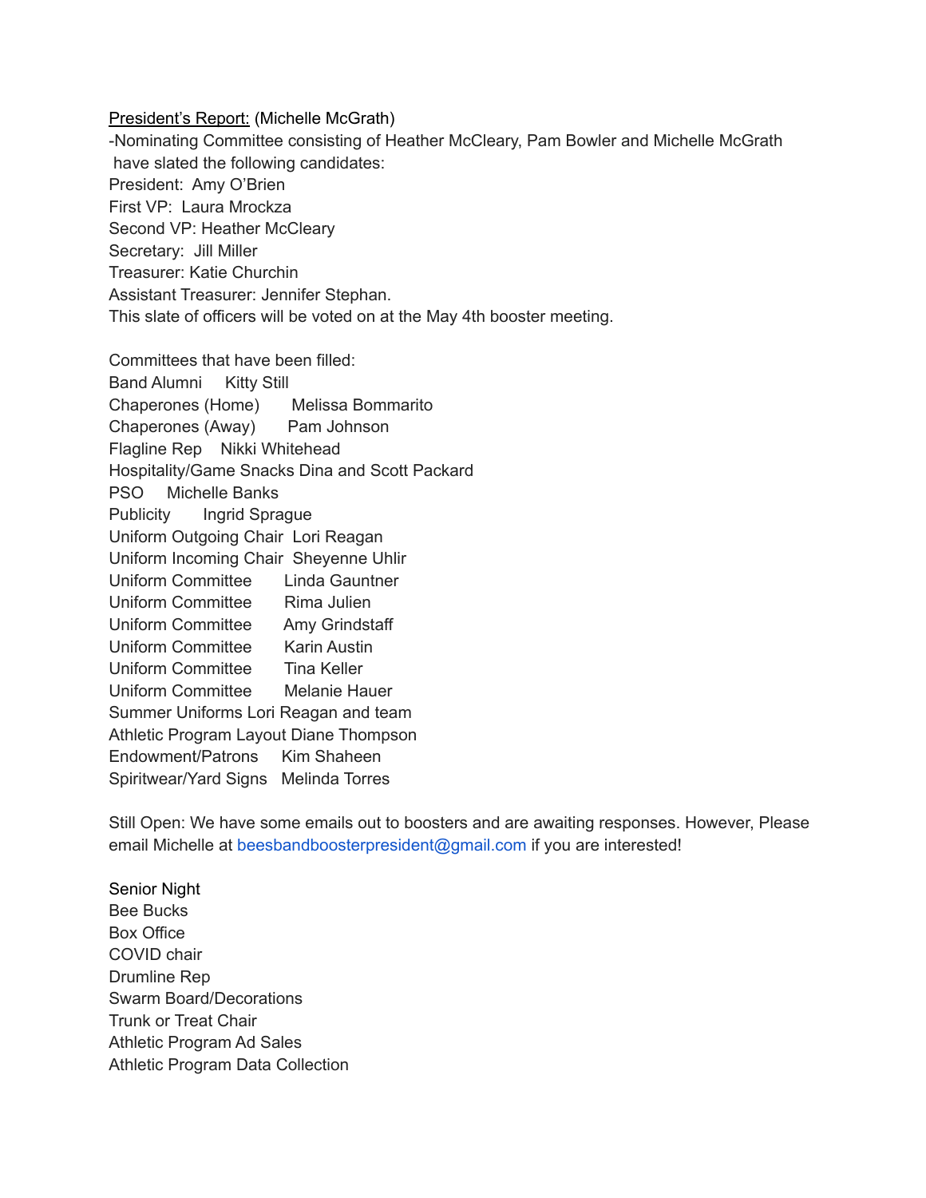President's Report: (Michelle McGrath)

-Nominating Committee consisting of Heather McCleary, Pam Bowler and Michelle McGrath have slated the following candidates:

President: Amy O'Brien
First VP: Laura Mrockza
Second VP: Heather McCleary
Secretary: Jill Miller
Treasurer: Katie Churchin
Assistant Treasurer: Jennifer Stephan.
This slate of officers will be voted on at the May 4th booster meeting.

Committees that have been filled:

| | |
|---|---|
| Band Alumni | Kitty Still |
| Chaperones (Home) | Melissa Bommarito |
| Chaperones (Away) | Pam Johnson |
| Flagline Rep | Nikki Whitehead |
| Hospitality/Game Snacks | Dina and Scott Packard |
| PSO | Michelle Banks |
| Publicity | Ingrid Sprague |
| Uniform Outgoing Chair | Lori Reagan |
| Uniform Incoming Chair | Sheyenne Uhlir |
| Uniform Committee | Linda Gauntner |
| Uniform Committee | Rima Julien |
| Uniform Committee | Amy Grindstaff |
| Uniform Committee | Karin Austin |
| Uniform Committee | Tina Keller |
| Uniform Committee | Melanie Hauer |
| Summer Uniforms | Lori Reagan and team |
| Athletic Program Layout | Diane Thompson |
| Endowment/Patrons | Kim Shaheen |
| Spiritwear/Yard Signs | Melinda Torres |

Still Open: We have some emails out to boosters and are awaiting responses. However, Please email Michelle at beesbandboosterpresident@gmail.com if you are interested!

Senior Night
Bee Bucks
Box Office
COVID chair
Drumline Rep
Swarm Board/Decorations
Trunk or Treat Chair
Athletic Program Ad Sales
Athletic Program Data Collection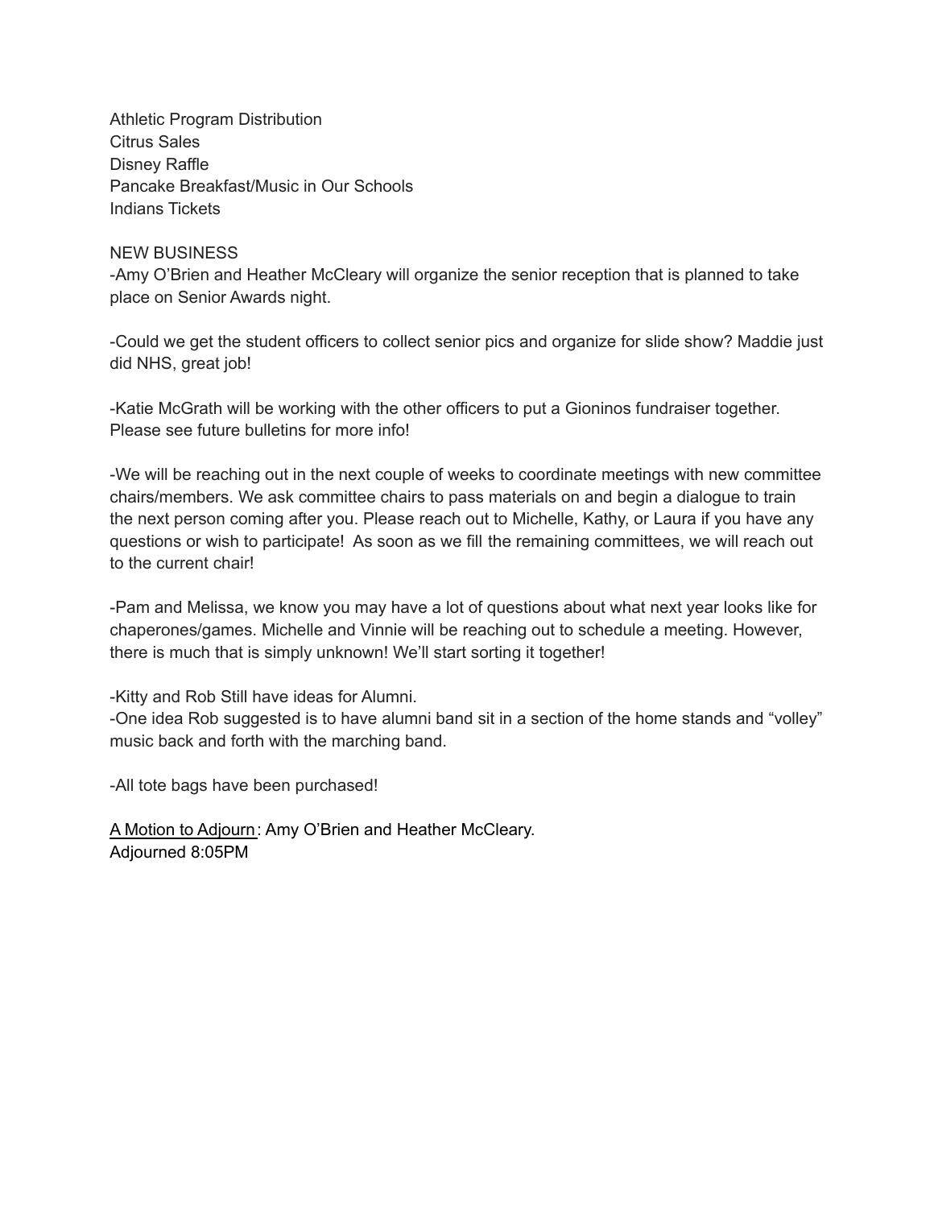Athletic Program Distribution
Citrus Sales
Disney Raffle
Pancake Breakfast/Music in Our Schools
Indians Tickets

NEW BUSINESS
-Amy O'Brien and Heather McCleary will organize the senior reception that is planned to take place on Senior Awards night.

-Could we get the student officers to collect senior pics and organize for slide show? Maddie just did NHS, great job!

-Katie McGrath will be working with the other officers to put a Gioninos fundraiser together. Please see future bulletins for more info!

-We will be reaching out in the next couple of weeks to coordinate meetings with new committee chairs/members. We ask committee chairs to pass materials on and begin a dialogue to train the next person coming after you. Please reach out to Michelle, Kathy, or Laura if you have any questions or wish to participate! As soon as we fill the remaining committees, we will reach out to the current chair!

-Pam and Melissa, we know you may have a lot of questions about what next year looks like for chaperones/games. Michelle and Vinnie will be reaching out to schedule a meeting. However, there is much that is simply unknown! We'll start sorting it together!

-Kitty and Rob Still have ideas for Alumni.
-One idea Rob suggested is to have alumni band sit in a section of the home stands and "volley" music back and forth with the marching band.

-All tote bags have been purchased!

<u>A Motion to Adjourn</u>: Amy O'Brien and Heather McCleary.
Adjourned 8:05PM